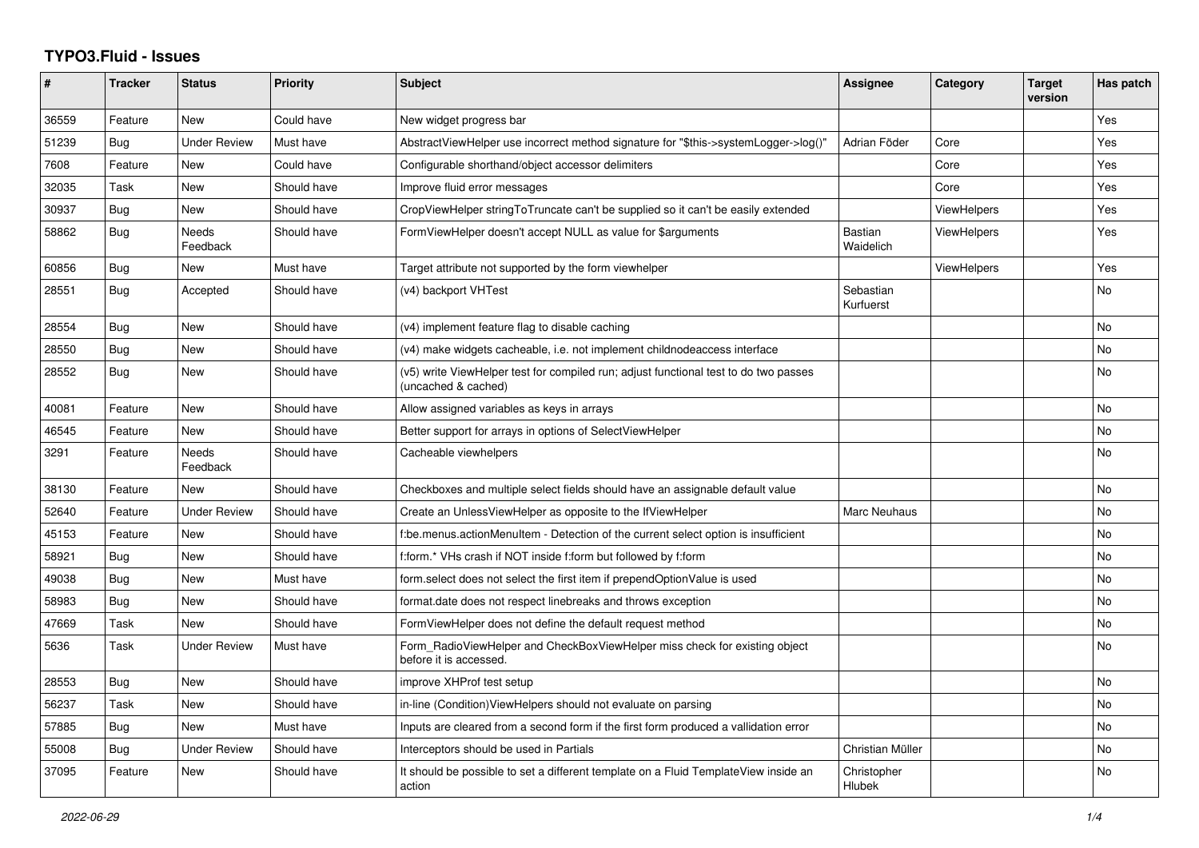# TYPO3.Fluid - Issues

| # | Tracker | Status | Priority | Subject | Assignee | Category | Target version | Has patch |
|---|---|---|---|---|---|---|---|---|
| 36559 | Feature | New | Could have | New widget progress bar | | | | Yes |
| 51239 | Bug | Under Review | Must have | AbstractViewHelper use incorrect method signature for "$this->systemLogger->log()" | Adrian Föder | Core | | Yes |
| 7608 | Feature | New | Could have | Configurable shorthand/object accessor delimiters | | Core | | Yes |
| 32035 | Task | New | Should have | Improve fluid error messages | | Core | | Yes |
| 30937 | Bug | New | Should have | CropViewHelper stringToTruncate can't be supplied so it can't be easily extended | | ViewHelpers | | Yes |
| 58862 | Bug | Needs Feedback | Should have | FormViewHelper doesn't accept NULL as value for $arguments | Bastian Waidelich | ViewHelpers | | Yes |
| 60856 | Bug | New | Must have | Target attribute not supported by the form viewhelper | | ViewHelpers | | Yes |
| 28551 | Bug | Accepted | Should have | (v4) backport VHTest | Sebastian Kurfuerst | | | No |
| 28554 | Bug | New | Should have | (v4) implement feature flag to disable caching | | | | No |
| 28550 | Bug | New | Should have | (v4) make widgets cacheable, i.e. not implement childnodeaccess interface | | | | No |
| 28552 | Bug | New | Should have | (v5) write ViewHelper test for compiled run; adjust functional test to do two passes (uncached & cached) | | | | No |
| 40081 | Feature | New | Should have | Allow assigned variables as keys in arrays | | | | No |
| 46545 | Feature | New | Should have | Better support for arrays in options of SelectViewHelper | | | | No |
| 3291 | Feature | Needs Feedback | Should have | Cacheable viewhelpers | | | | No |
| 38130 | Feature | New | Should have | Checkboxes and multiple select fields should have an assignable default value | | | | No |
| 52640 | Feature | Under Review | Should have | Create an UnlessViewHelper as opposite to the IfViewHelper | Marc Neuhaus | | | No |
| 45153 | Feature | New | Should have | f:be.menus.actionMenuItem - Detection of the current select option is insufficient | | | | No |
| 58921 | Bug | New | Should have | f:form.* VHs crash if NOT inside f:form but followed by f:form | | | | No |
| 49038 | Bug | New | Must have | form.select does not select the first item if prependOptionValue is used | | | | No |
| 58983 | Bug | New | Should have | format.date does not respect linebreaks and throws exception | | | | No |
| 47669 | Task | New | Should have | FormViewHelper does not define the default request method | | | | No |
| 5636 | Task | Under Review | Must have | Form_RadioViewHelper and CheckBoxViewHelper miss check for existing object before it is accessed. | | | | No |
| 28553 | Bug | New | Should have | improve XHProf test setup | | | | No |
| 56237 | Task | New | Should have | in-line (Condition)ViewHelpers should not evaluate on parsing | | | | No |
| 57885 | Bug | New | Must have | Inputs are cleared from a second form if the first form produced a vallidation error | | | | No |
| 55008 | Bug | Under Review | Should have | Interceptors should be used in Partials | Christian Müller | | | No |
| 37095 | Feature | New | Should have | It should be possible to set a different template on a Fluid TemplateView inside an action | Christopher Hlubek | | | No |

2022-06-29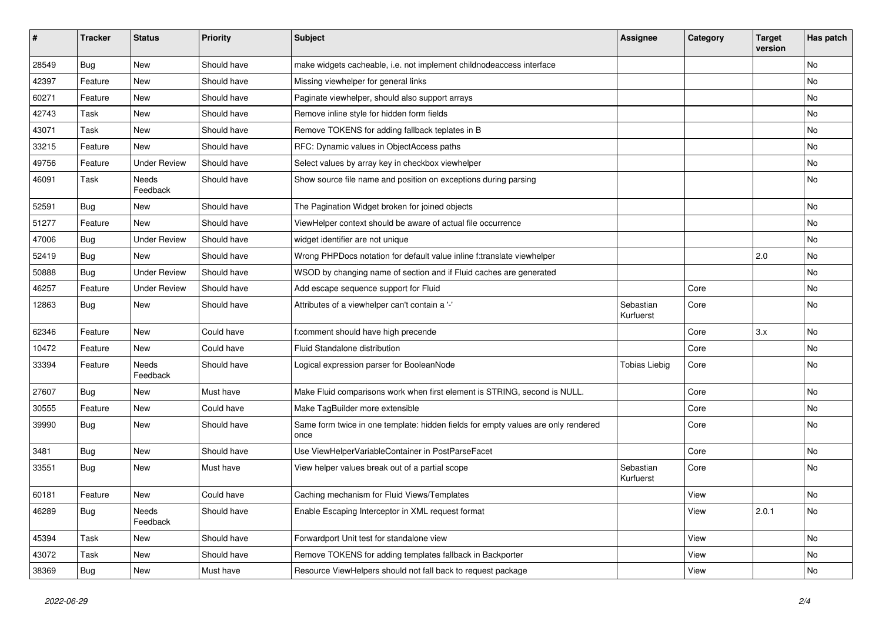| # | Tracker | Status | Priority | Subject | Assignee | Category | Target version | Has patch |
|---|---|---|---|---|---|---|---|---|
| 28549 | Bug | New | Should have | make widgets cacheable, i.e. not implement childnodeaccess interface | | | | No |
| 42397 | Feature | New | Should have | Missing viewhelper for general links | | | | No |
| 60271 | Feature | New | Should have | Paginate viewhelper, should also support arrays | | | | No |
| 42743 | Task | New | Should have | Remove inline style for hidden form fields | | | | No |
| 43071 | Task | New | Should have | Remove TOKENS for adding fallback teplates in B | | | | No |
| 33215 | Feature | New | Should have | RFC: Dynamic values in ObjectAccess paths | | | | No |
| 49756 | Feature | Under Review | Should have | Select values by array key in checkbox viewhelper | | | | No |
| 46091 | Task | Needs Feedback | Should have | Show source file name and position on exceptions during parsing | | | | No |
| 52591 | Bug | New | Should have | The Pagination Widget broken for joined objects | | | | No |
| 51277 | Feature | New | Should have | ViewHelper context should be aware of actual file occurrence | | | | No |
| 47006 | Bug | Under Review | Should have | widget identifier are not unique | | | | No |
| 52419 | Bug | New | Should have | Wrong PHPDocs notation for default value inline f:translate viewhelper | | | 2.0 | No |
| 50888 | Bug | Under Review | Should have | WSOD by changing name of section and if Fluid caches are generated | | | | No |
| 46257 | Feature | Under Review | Should have | Add escape sequence support for Fluid | | Core | | No |
| 12863 | Bug | New | Should have | Attributes of a viewhelper can't contain a '-' | Sebastian Kurfuerst | Core | | No |
| 62346 | Feature | New | Could have | f:comment should have high precende | | Core | 3.x | No |
| 10472 | Feature | New | Could have | Fluid Standalone distribution | | Core | | No |
| 33394 | Feature | Needs Feedback | Should have | Logical expression parser for BooleanNode | Tobias Liebig | Core | | No |
| 27607 | Bug | New | Must have | Make Fluid comparisons work when first element is STRING, second is NULL. | | Core | | No |
| 30555 | Feature | New | Could have | Make TagBuilder more extensible | | Core | | No |
| 39990 | Bug | New | Should have | Same form twice in one template: hidden fields for empty values are only rendered once | | Core | | No |
| 3481 | Bug | New | Should have | Use ViewHelperVariableContainer in PostParseFacet | | Core | | No |
| 33551 | Bug | New | Must have | View helper values break out of a partial scope | Sebastian Kurfuerst | Core | | No |
| 60181 | Feature | New | Could have | Caching mechanism for Fluid Views/Templates | | View | | No |
| 46289 | Bug | Needs Feedback | Should have | Enable Escaping Interceptor in XML request format | | View | 2.0.1 | No |
| 45394 | Task | New | Should have | Forwardport Unit test for standalone view | | View | | No |
| 43072 | Task | New | Should have | Remove TOKENS for adding templates fallback in Backporter | | View | | No |
| 38369 | Bug | New | Must have | Resource ViewHelpers should not fall back to request package | | View | | No |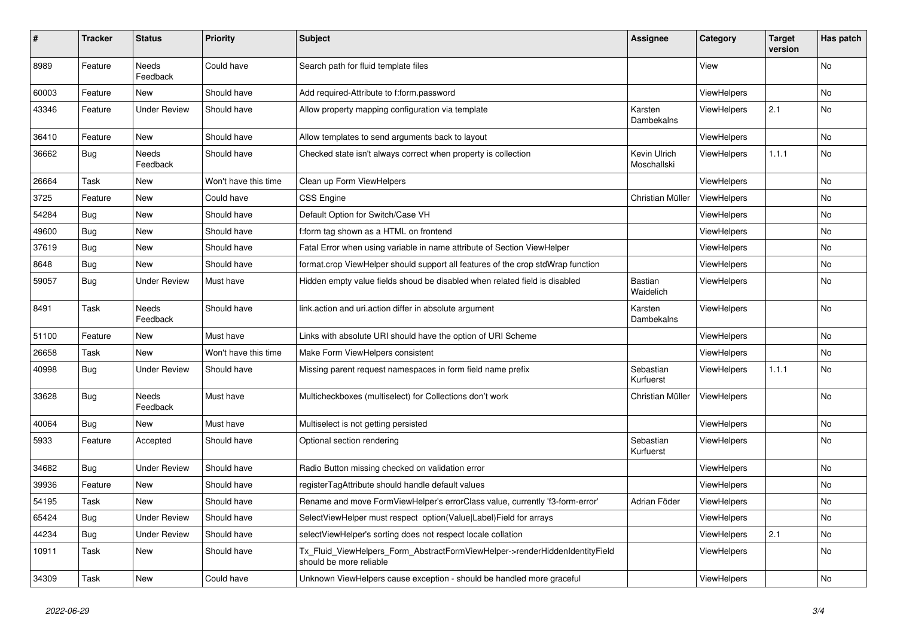| # | Tracker | Status | Priority | Subject | Assignee | Category | Target version | Has patch |
|---|---|---|---|---|---|---|---|---|
| 8989 | Feature | Needs Feedback | Could have | Search path for fluid template files | | View | | No |
| 60003 | Feature | New | Should have | Add required-Attribute to f:form.password | | ViewHelpers | | No |
| 43346 | Feature | Under Review | Should have | Allow property mapping configuration via template | Karsten Dambekalns | ViewHelpers | 2.1 | No |
| 36410 | Feature | New | Should have | Allow templates to send arguments back to layout | | ViewHelpers | | No |
| 36662 | Bug | Needs Feedback | Should have | Checked state isn't always correct when property is collection | Kevin Ulrich Moschallski | ViewHelpers | 1.1.1 | No |
| 26664 | Task | New | Won't have this time | Clean up Form ViewHelpers | | ViewHelpers | | No |
| 3725 | Feature | New | Could have | CSS Engine | Christian Müller | ViewHelpers | | No |
| 54284 | Bug | New | Should have | Default Option for Switch/Case VH | | ViewHelpers | | No |
| 49600 | Bug | New | Should have | f:form tag shown as a HTML on frontend | | ViewHelpers | | No |
| 37619 | Bug | New | Should have | Fatal Error when using variable in name attribute of Section ViewHelper | | ViewHelpers | | No |
| 8648 | Bug | New | Should have | format.crop ViewHelper should support all features of the crop stdWrap function | | ViewHelpers | | No |
| 59057 | Bug | Under Review | Must have | Hidden empty value fields shoud be disabled when related field is disabled | Bastian Waidelich | ViewHelpers | | No |
| 8491 | Task | Needs Feedback | Should have | link.action and uri.action differ in absolute argument | Karsten Dambekalns | ViewHelpers | | No |
| 51100 | Feature | New | Must have | Links with absolute URI should have the option of URI Scheme | | ViewHelpers | | No |
| 26658 | Task | New | Won't have this time | Make Form ViewHelpers consistent | | ViewHelpers | | No |
| 40998 | Bug | Under Review | Should have | Missing parent request namespaces in form field name prefix | Sebastian Kurfuerst | ViewHelpers | 1.1.1 | No |
| 33628 | Bug | Needs Feedback | Must have | Multicheckboxes (multiselect) for Collections don't work | Christian Müller | ViewHelpers | | No |
| 40064 | Bug | New | Must have | Multiselect is not getting persisted | | ViewHelpers | | No |
| 5933 | Feature | Accepted | Should have | Optional section rendering | Sebastian Kurfuerst | ViewHelpers | | No |
| 34682 | Bug | Under Review | Should have | Radio Button missing checked on validation error | | ViewHelpers | | No |
| 39936 | Feature | New | Should have | registerTagAttribute should handle default values | | ViewHelpers | | No |
| 54195 | Task | New | Should have | Rename and move FormViewHelper's errorClass value, currently 'f3-form-error' | Adrian Föder | ViewHelpers | | No |
| 65424 | Bug | Under Review | Should have | SelectViewHelper must respect option(Value\|Label)Field for arrays | | ViewHelpers | | No |
| 44234 | Bug | Under Review | Should have | selectViewHelper's sorting does not respect locale collation | | ViewHelpers | 2.1 | No |
| 10911 | Task | New | Should have | Tx_Fluid_ViewHelpers_Form_AbstractFormViewHelper->renderHiddenIdentityField should be more reliable | | ViewHelpers | | No |
| 34309 | Task | New | Could have | Unknown ViewHelpers cause exception - should be handled more graceful | | ViewHelpers | | No |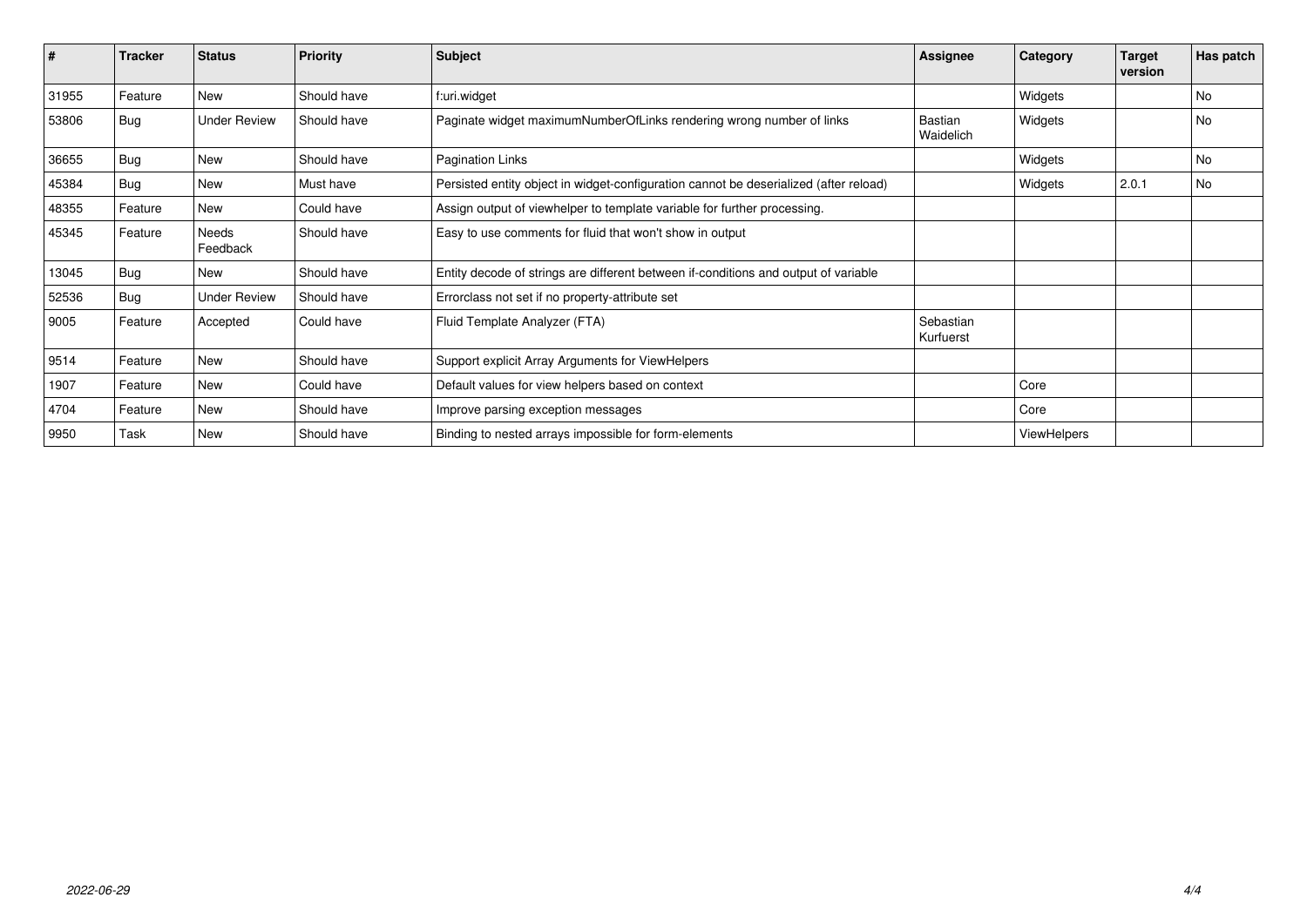| # | Tracker | Status | Priority | Subject | Assignee | Category | Target version | Has patch |
|---|---|---|---|---|---|---|---|---|
| 31955 | Feature | New | Should have | f:uri.widget | | Widgets | | No |
| 53806 | Bug | Under Review | Should have | Paginate widget maximumNumberOfLinks rendering wrong number of links | Bastian Waidelich | Widgets | | No |
| 36655 | Bug | New | Should have | Pagination Links | | Widgets | | No |
| 45384 | Bug | New | Must have | Persisted entity object in widget-configuration cannot be deserialized (after reload) | | Widgets | 2.0.1 | No |
| 48355 | Feature | New | Could have | Assign output of viewhelper to template variable for further processing. | | | | |
| 45345 | Feature | Needs Feedback | Should have | Easy to use comments for fluid that won't show in output | | | | |
| 13045 | Bug | New | Should have | Entity decode of strings are different between if-conditions and output of variable | | | | |
| 52536 | Bug | Under Review | Should have | Errorclass not set if no property-attribute set | | | | |
| 9005 | Feature | Accepted | Could have | Fluid Template Analyzer (FTA) | Sebastian Kurfuerst | | | |
| 9514 | Feature | New | Should have | Support explicit Array Arguments for ViewHelpers | | | | |
| 1907 | Feature | New | Could have | Default values for view helpers based on context | | Core | | |
| 4704 | Feature | New | Should have | Improve parsing exception messages | | Core | | |
| 9950 | Task | New | Should have | Binding to nested arrays impossible for form-elements | | ViewHelpers | | |

2022-06-29